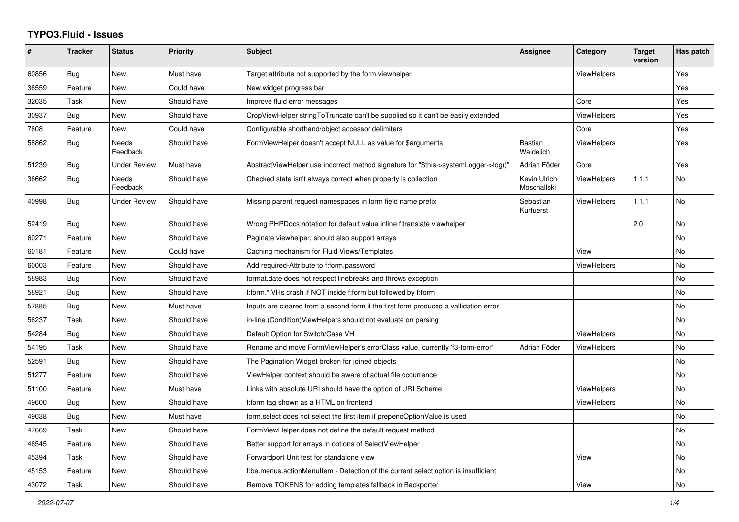# TYPO3.Fluid - Issues

| # | Tracker | Status | Priority | Subject | Assignee | Category | Target version | Has patch |
|---|---|---|---|---|---|---|---|---|
| 60856 | Bug | New | Must have | Target attribute not supported by the form viewhelper | | ViewHelpers | | Yes |
| 36559 | Feature | New | Could have | New widget progress bar | | | | Yes |
| 32035 | Task | New | Should have | Improve fluid error messages | | Core | | Yes |
| 30937 | Bug | New | Should have | CropViewHelper stringToTruncate can't be supplied so it can't be easily extended | | ViewHelpers | | Yes |
| 7608 | Feature | New | Could have | Configurable shorthand/object accessor delimiters | | Core | | Yes |
| 58862 | Bug | Needs Feedback | Should have | FormViewHelper doesn't accept NULL as value for $arguments | Bastian Waidelich | ViewHelpers | | Yes |
| 51239 | Bug | Under Review | Must have | AbstractViewHelper use incorrect method signature for "$this->systemLogger->log()" | Adrian Föder | Core | | Yes |
| 36662 | Bug | Needs Feedback | Should have | Checked state isn't always correct when property is collection | Kevin Ulrich Moschallski | ViewHelpers | 1.1.1 | No |
| 40998 | Bug | Under Review | Should have | Missing parent request namespaces in form field name prefix | Sebastian Kurfuerst | ViewHelpers | 1.1.1 | No |
| 52419 | Bug | New | Should have | Wrong PHPDocs notation for default value inline f:translate viewhelper | | | 2.0 | No |
| 60271 | Feature | New | Should have | Paginate viewhelper, should also support arrays | | | | No |
| 60181 | Feature | New | Could have | Caching mechanism for Fluid Views/Templates | | View | | No |
| 60003 | Feature | New | Should have | Add required-Attribute to f:form.password | | ViewHelpers | | No |
| 58983 | Bug | New | Should have | format.date does not respect linebreaks and throws exception | | | | No |
| 58921 | Bug | New | Should have | f:form.* VHs crash if NOT inside f:form but followed by f:form | | | | No |
| 57885 | Bug | New | Must have | Inputs are cleared from a second form if the first form produced a vallidation error | | | | No |
| 56237 | Task | New | Should have | in-line (Condition)ViewHelpers should not evaluate on parsing | | | | No |
| 54284 | Bug | New | Should have | Default Option for Switch/Case VH | | ViewHelpers | | No |
| 54195 | Task | New | Should have | Rename and move FormViewHelper's errorClass value, currently 'f3-form-error' | Adrian Föder | ViewHelpers | | No |
| 52591 | Bug | New | Should have | The Pagination Widget broken for joined objects | | | | No |
| 51277 | Feature | New | Should have | ViewHelper context should be aware of actual file occurrence | | | | No |
| 51100 | Feature | New | Must have | Links with absolute URI should have the option of URI Scheme | | ViewHelpers | | No |
| 49600 | Bug | New | Should have | f:form tag shown as a HTML on frontend | | ViewHelpers | | No |
| 49038 | Bug | New | Must have | form.select does not select the first item if prependOptionValue is used | | | | No |
| 47669 | Task | New | Should have | FormViewHelper does not define the default request method | | | | No |
| 46545 | Feature | New | Should have | Better support for arrays in options of SelectViewHelper | | | | No |
| 45394 | Task | New | Should have | Forwardport Unit test for standalone view | | View | | No |
| 45153 | Feature | New | Should have | f:be.menus.actionMenuItem - Detection of the current select option is insufficient | | | | No |
| 43072 | Task | New | Should have | Remove TOKENS for adding templates fallback in Backporter | | View | | No |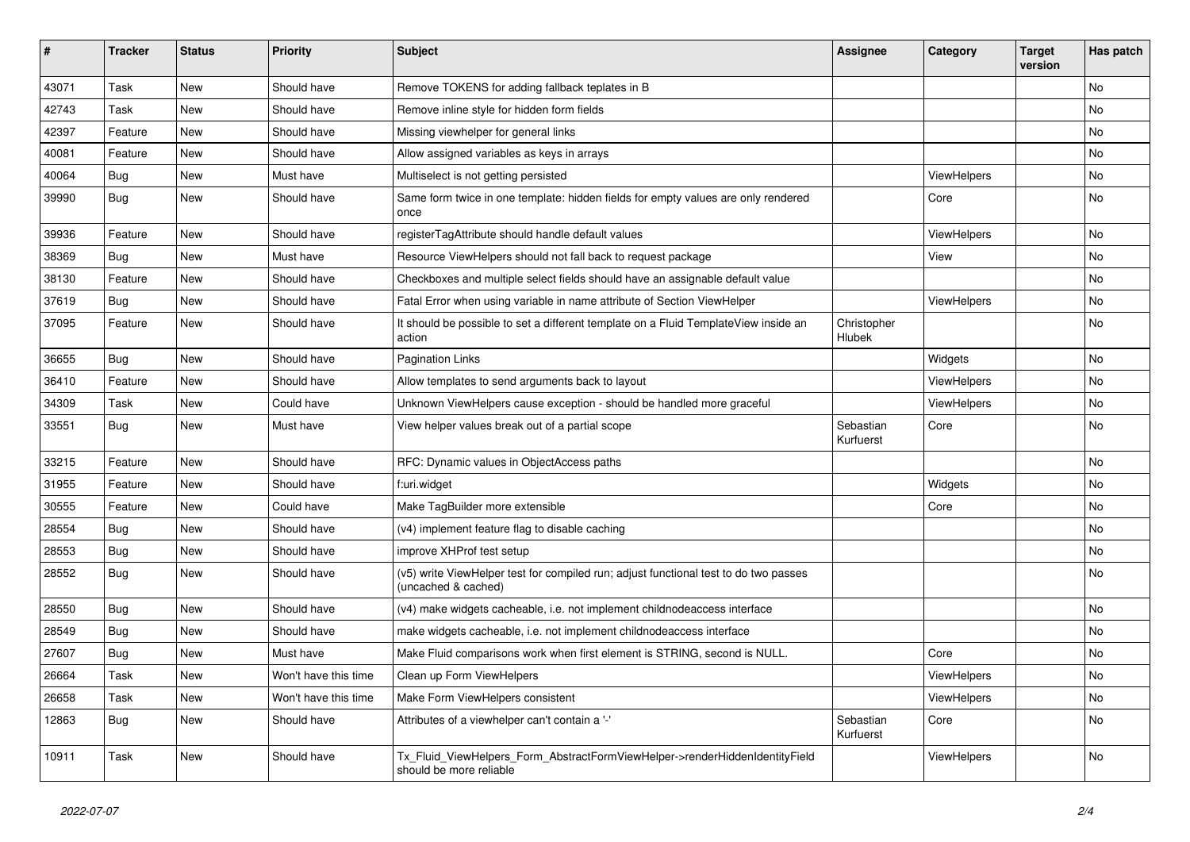| # | Tracker | Status | Priority | Subject | Assignee | Category | Target version | Has patch |
|---|---|---|---|---|---|---|---|---|
| 43071 | Task | New | Should have | Remove TOKENS for adding fallback teplates in B | | | | No |
| 42743 | Task | New | Should have | Remove inline style for hidden form fields | | | | No |
| 42397 | Feature | New | Should have | Missing viewhelper for general links | | | | No |
| 40081 | Feature | New | Should have | Allow assigned variables as keys in arrays | | | | No |
| 40064 | Bug | New | Must have | Multiselect is not getting persisted | | ViewHelpers | | No |
| 39990 | Bug | New | Should have | Same form twice in one template: hidden fields for empty values are only rendered once | | Core | | No |
| 39936 | Feature | New | Should have | registerTagAttribute should handle default values | | ViewHelpers | | No |
| 38369 | Bug | New | Must have | Resource ViewHelpers should not fall back to request package | | View | | No |
| 38130 | Feature | New | Should have | Checkboxes and multiple select fields should have an assignable default value | | | | No |
| 37619 | Bug | New | Should have | Fatal Error when using variable in name attribute of Section ViewHelper | | ViewHelpers | | No |
| 37095 | Feature | New | Should have | It should be possible to set a different template on a Fluid TemplateView inside an action | Christopher Hlubek | | | No |
| 36655 | Bug | New | Should have | Pagination Links | | Widgets | | No |
| 36410 | Feature | New | Should have | Allow templates to send arguments back to layout | | ViewHelpers | | No |
| 34309 | Task | New | Could have | Unknown ViewHelpers cause exception - should be handled more graceful | | ViewHelpers | | No |
| 33551 | Bug | New | Must have | View helper values break out of a partial scope | Sebastian Kurfuerst | Core | | No |
| 33215 | Feature | New | Should have | RFC: Dynamic values in ObjectAccess paths | | | | No |
| 31955 | Feature | New | Should have | f:uri.widget | | Widgets | | No |
| 30555 | Feature | New | Could have | Make TagBuilder more extensible | | Core | | No |
| 28554 | Bug | New | Should have | (v4) implement feature flag to disable caching | | | | No |
| 28553 | Bug | New | Should have | improve XHProf test setup | | | | No |
| 28552 | Bug | New | Should have | (v5) write ViewHelper test for compiled run; adjust functional test to do two passes (uncached & cached) | | | | No |
| 28550 | Bug | New | Should have | (v4) make widgets cacheable, i.e. not implement childnodeaccess interface | | | | No |
| 28549 | Bug | New | Should have | make widgets cacheable, i.e. not implement childnodeaccess interface | | | | No |
| 27607 | Bug | New | Must have | Make Fluid comparisons work when first element is STRING, second is NULL. | | Core | | No |
| 26664 | Task | New | Won't have this time | Clean up Form ViewHelpers | | ViewHelpers | | No |
| 26658 | Task | New | Won't have this time | Make Form ViewHelpers consistent | | ViewHelpers | | No |
| 12863 | Bug | New | Should have | Attributes of a viewhelper can't contain a '-' | Sebastian Kurfuerst | Core | | No |
| 10911 | Task | New | Should have | Tx_Fluid_ViewHelpers_Form_AbstractFormViewHelper->renderHiddenIdentityField should be more reliable | | ViewHelpers | | No |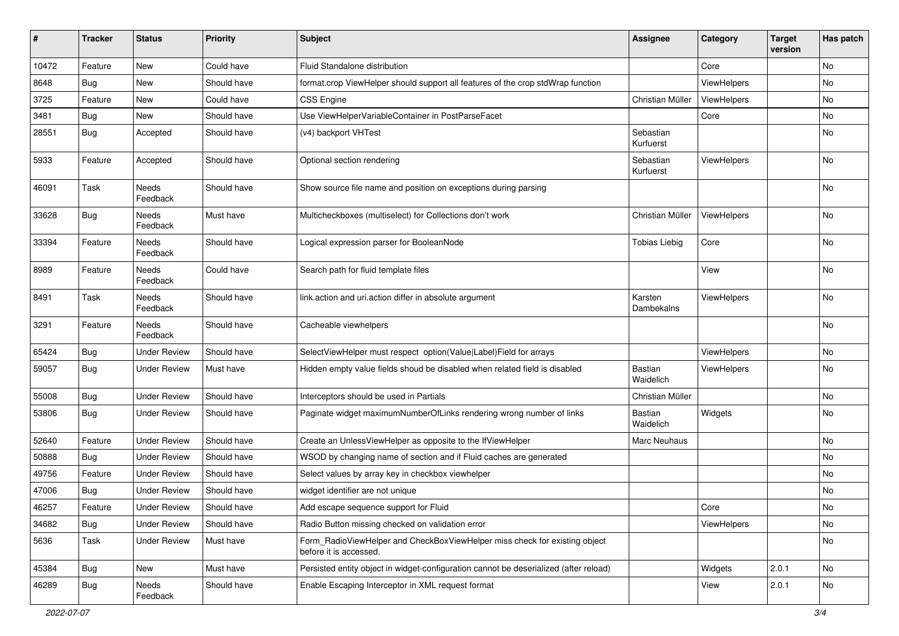| # | Tracker | Status | Priority | Subject | Assignee | Category | Target version | Has patch |
|---|---|---|---|---|---|---|---|---|
| 10472 | Feature | New | Could have | Fluid Standalone distribution | | Core | | No |
| 8648 | Bug | New | Should have | format.crop ViewHelper should support all features of the crop stdWrap function | | ViewHelpers | | No |
| 3725 | Feature | New | Could have | CSS Engine | Christian Müller | ViewHelpers | | No |
| 3481 | Bug | New | Should have | Use ViewHelperVariableContainer in PostParseFacet | | Core | | No |
| 28551 | Bug | Accepted | Should have | (v4) backport VHTest | Sebastian Kurfuerst | | | No |
| 5933 | Feature | Accepted | Should have | Optional section rendering | Sebastian Kurfuerst | ViewHelpers | | No |
| 46091 | Task | Needs Feedback | Should have | Show source file name and position on exceptions during parsing | | | | No |
| 33628 | Bug | Needs Feedback | Must have | Multicheckboxes (multiselect) for Collections don't work | Christian Müller | ViewHelpers | | No |
| 33394 | Feature | Needs Feedback | Should have | Logical expression parser for BooleanNode | Tobias Liebig | Core | | No |
| 8989 | Feature | Needs Feedback | Could have | Search path for fluid template files | | View | | No |
| 8491 | Task | Needs Feedback | Should have | link.action and uri.action differ in absolute argument | Karsten Dambekalns | ViewHelpers | | No |
| 3291 | Feature | Needs Feedback | Should have | Cacheable viewhelpers | | | | No |
| 65424 | Bug | Under Review | Should have | SelectViewHelper must respect option(Value\|Label)Field for arrays | | ViewHelpers | | No |
| 59057 | Bug | Under Review | Must have | Hidden empty value fields shoud be disabled when related field is disabled | Bastian Waidelich | ViewHelpers | | No |
| 55008 | Bug | Under Review | Should have | Interceptors should be used in Partials | Christian Müller | | | No |
| 53806 | Bug | Under Review | Should have | Paginate widget maximumNumberOfLinks rendering wrong number of links | Bastian Waidelich | Widgets | | No |
| 52640 | Feature | Under Review | Should have | Create an UnlessViewHelper as opposite to the IfViewHelper | Marc Neuhaus | | | No |
| 50888 | Bug | Under Review | Should have | WSOD by changing name of section and if Fluid caches are generated | | | | No |
| 49756 | Feature | Under Review | Should have | Select values by array key in checkbox viewhelper | | | | No |
| 47006 | Bug | Under Review | Should have | widget identifier are not unique | | | | No |
| 46257 | Feature | Under Review | Should have | Add escape sequence support for Fluid | | Core | | No |
| 34682 | Bug | Under Review | Should have | Radio Button missing checked on validation error | | ViewHelpers | | No |
| 5636 | Task | Under Review | Must have | Form_RadioViewHelper and CheckBoxViewHelper miss check for existing object before it is accessed. | | | | No |
| 45384 | Bug | New | Must have | Persisted entity object in widget-configuration cannot be deserialized (after reload) | | Widgets | 2.0.1 | No |
| 46289 | Bug | Needs Feedback | Should have | Enable Escaping Interceptor in XML request format | | View | 2.0.1 | No |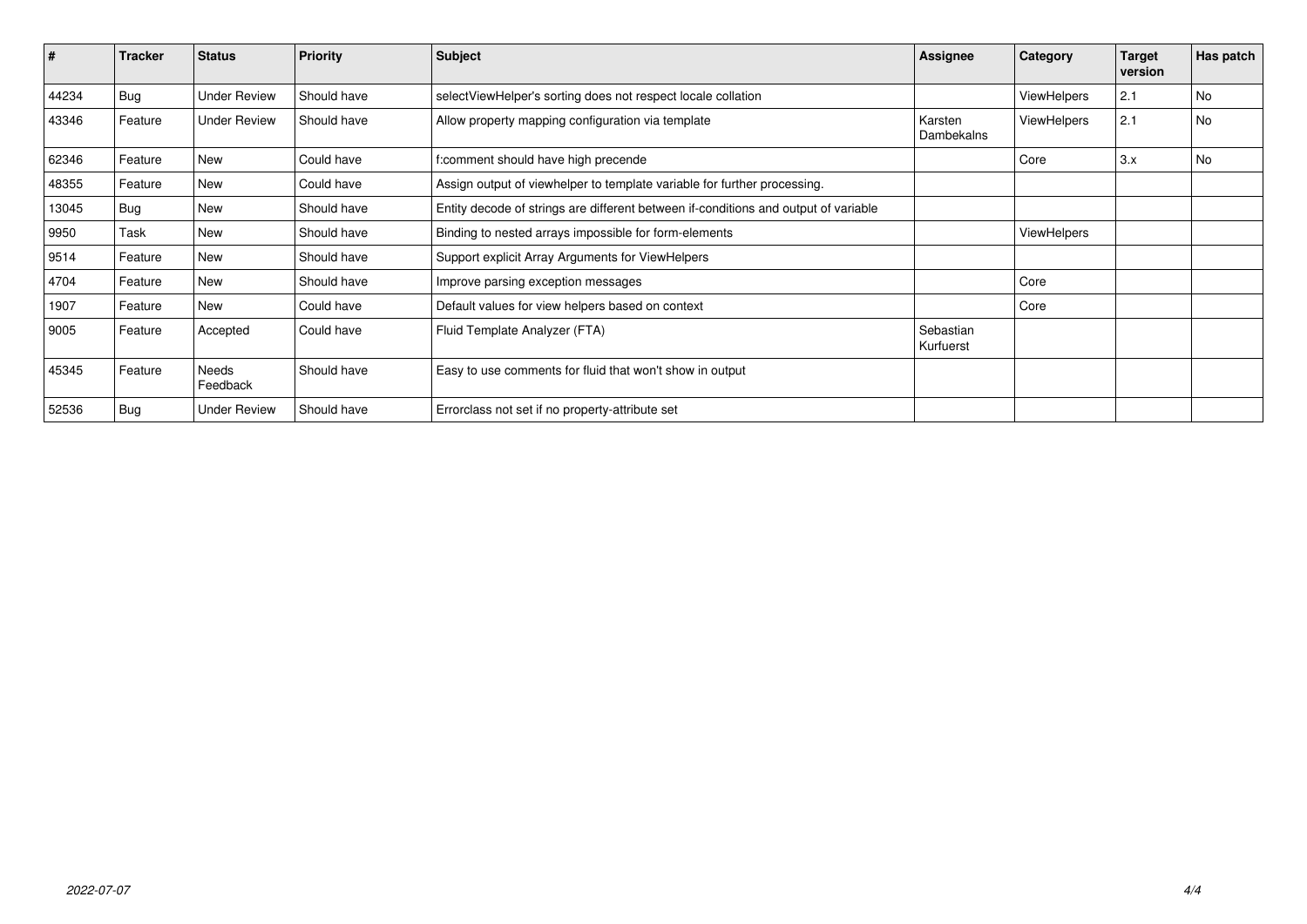| # | Tracker | Status | Priority | Subject | Assignee | Category | Target version | Has patch |
|---|---|---|---|---|---|---|---|---|
| 44234 | Bug | Under Review | Should have | selectViewHelper's sorting does not respect locale collation | | ViewHelpers | 2.1 | No |
| 43346 | Feature | Under Review | Should have | Allow property mapping configuration via template | Karsten Dambekalns | ViewHelpers | 2.1 | No |
| 62346 | Feature | New | Could have | f:comment should have high precende | | Core | 3.x | No |
| 48355 | Feature | New | Could have | Assign output of viewhelper to template variable for further processing. | | | | |
| 13045 | Bug | New | Should have | Entity decode of strings are different between if-conditions and output of variable | | | | |
| 9950 | Task | New | Should have | Binding to nested arrays impossible for form-elements | | ViewHelpers | | |
| 9514 | Feature | New | Should have | Support explicit Array Arguments for ViewHelpers | | | | |
| 4704 | Feature | New | Should have | Improve parsing exception messages | | Core | | |
| 1907 | Feature | New | Could have | Default values for view helpers based on context | | Core | | |
| 9005 | Feature | Accepted | Could have | Fluid Template Analyzer (FTA) | Sebastian Kurfuerst | | | |
| 45345 | Feature | Needs Feedback | Should have | Easy to use comments for fluid that won't show in output | | | | |
| 52536 | Bug | Under Review | Should have | Errorclass not set if no property-attribute set | | | | |

*2022-07-07*